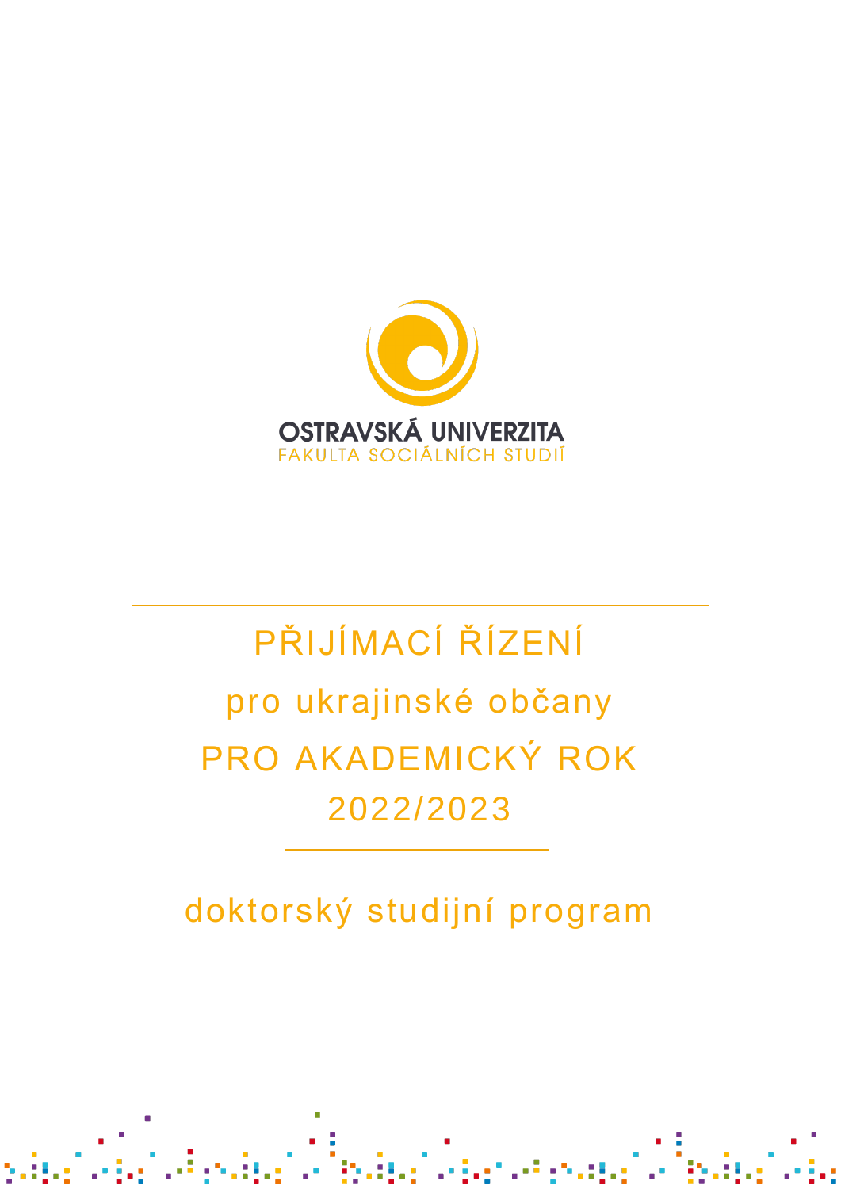OSTRAVSKÁ UNIVERZITA
FAKULTA SOCIÁLNÍCH STUDIÍ

# PŘIJÍMACÍ ŘÍZENÍ

## pro ukrajinské občany

## PRO AKADEMICKÝ ROK 2022/2023

doktorský studijní program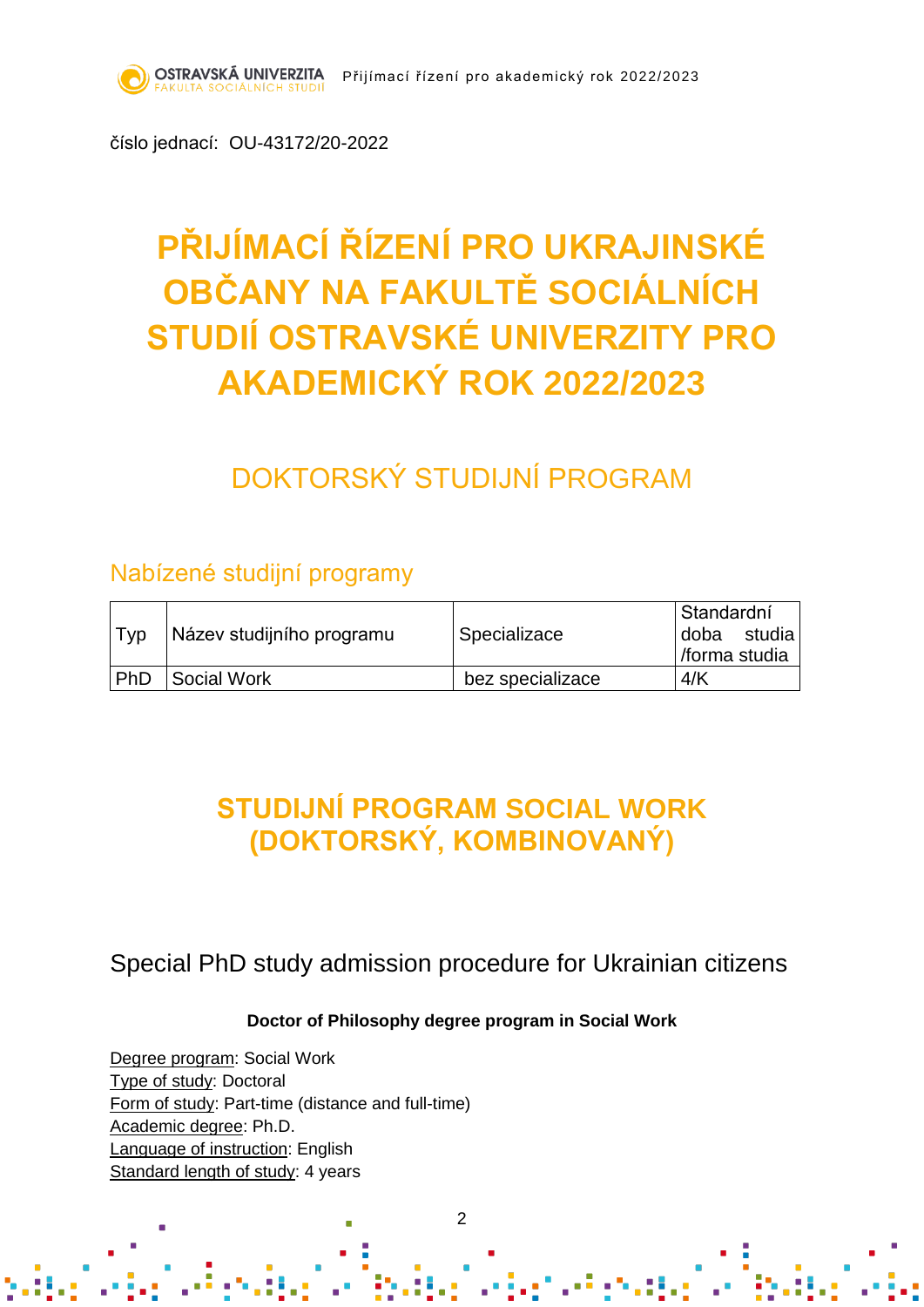číslo jednací: OU-43172/20-2022

# PŘIJÍMACÍ ŘÍZENÍ PRO UKRAJINSKÉ OBČANY NA FAKULTĚ SOCIÁLNÍCH STUDIÍ OSTRAVSKÉ UNIVERZITY PRO AKADEMICKÝ ROK 2022/2023

## DOKTORSKÝ STUDIJNÍ PROGRAM

### Nabízené studijní programy

| Typ | Název studijního programu | Specializace | Standardní doba studia /forma studia |
|---|---|---|---|
| PhD | Social Work | bez specializace | 4/K |

## STUDIJNÍ PROGRAM SOCIAL WORK (DOKTORSKÝ, KOMBINOVANÝ)

### Special PhD study admission procedure for Ukrainian citizens

**Doctor of Philosophy degree program in Social Work**

Degree program: Social Work
Type of study: Doctoral
Form of study: Part-time (distance and full-time)
Academic degree: Ph.D.
Language of instruction: English
Standard length of study: 4 years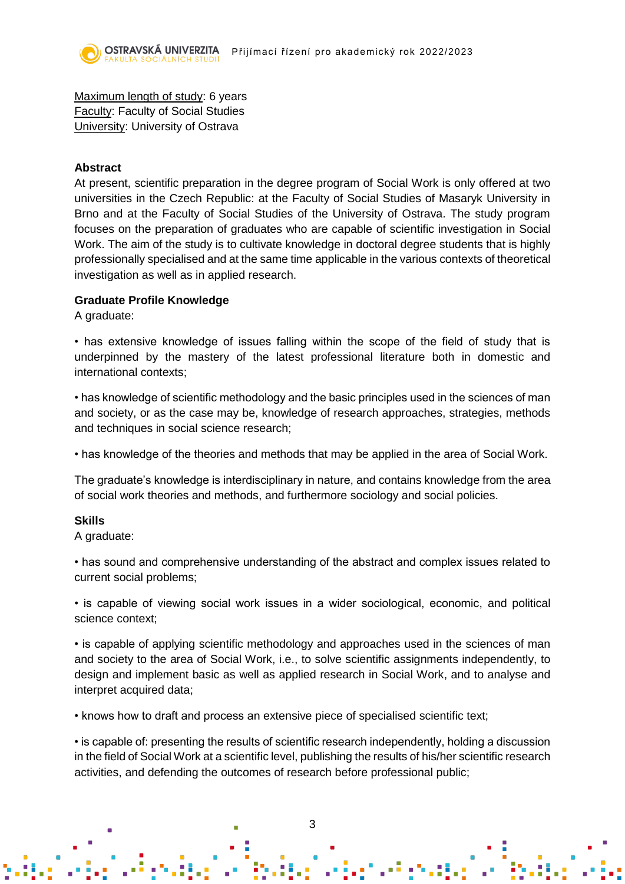Maximum length of study: 6 years
Faculty: Faculty of Social Studies
University: University of Ostrava

**Abstract**

At present, scientific preparation in the degree program of Social Work is only offered at two universities in the Czech Republic: at the Faculty of Social Studies of Masaryk University in Brno and at the Faculty of Social Studies of the University of Ostrava. The study program focuses on the preparation of graduates who are capable of scientific investigation in Social Work. The aim of the study is to cultivate knowledge in doctoral degree students that is highly professionally specialised and at the same time applicable in the various contexts of theoretical investigation as well as in applied research.

**Graduate Profile Knowledge**

A graduate:

• has extensive knowledge of issues falling within the scope of the field of study that is underpinned by the mastery of the latest professional literature both in domestic and international contexts;

• has knowledge of scientific methodology and the basic principles used in the sciences of man and society, or as the case may be, knowledge of research approaches, strategies, methods and techniques in social science research;

• has knowledge of the theories and methods that may be applied in the area of Social Work.

The graduate's knowledge is interdisciplinary in nature, and contains knowledge from the area of social work theories and methods, and furthermore sociology and social policies.

**Skills**

A graduate:

• has sound and comprehensive understanding of the abstract and complex issues related to current social problems;

• is capable of viewing social work issues in a wider sociological, economic, and political science context;

• is capable of applying scientific methodology and approaches used in the sciences of man and society to the area of Social Work, i.e., to solve scientific assignments independently, to design and implement basic as well as applied research in Social Work, and to analyse and interpret acquired data;

• knows how to draft and process an extensive piece of specialised scientific text;

• is capable of: presenting the results of scientific research independently, holding a discussion in the field of Social Work at a scientific level, publishing the results of his/her scientific research activities, and defending the outcomes of research before professional public;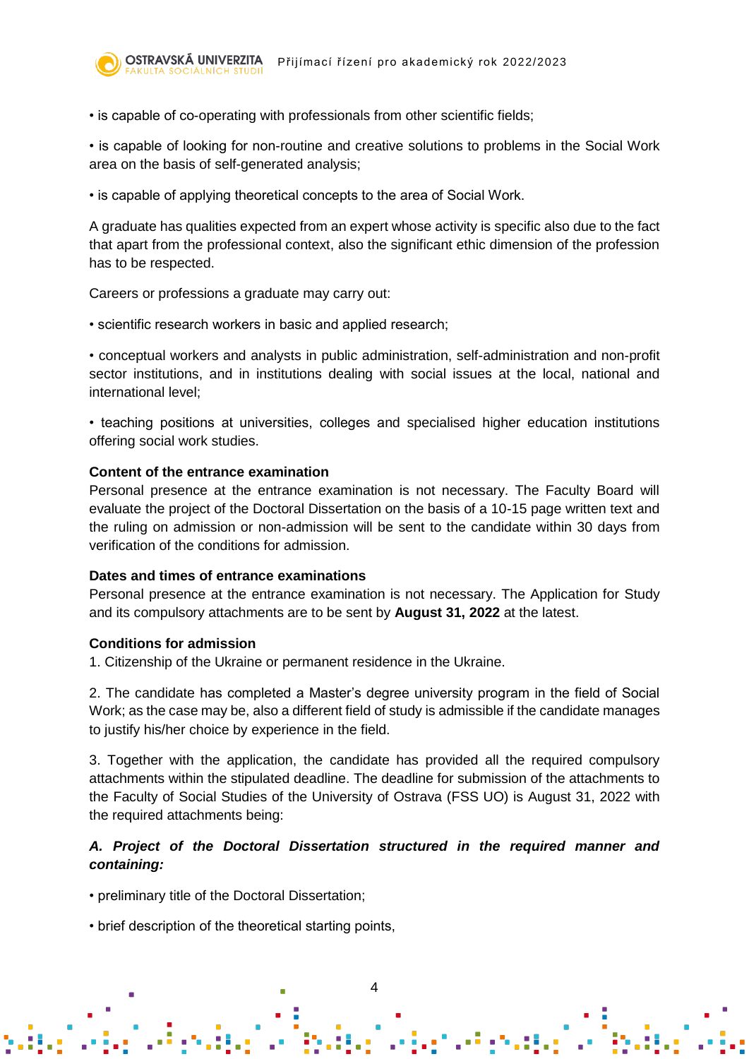• is capable of co-operating with professionals from other scientific fields;

• is capable of looking for non-routine and creative solutions to problems in the Social Work area on the basis of self-generated analysis;

• is capable of applying theoretical concepts to the area of Social Work.

A graduate has qualities expected from an expert whose activity is specific also due to the fact that apart from the professional context, also the significant ethic dimension of the profession has to be respected.

Careers or professions a graduate may carry out:

• scientific research workers in basic and applied research;

• conceptual workers and analysts in public administration, self-administration and non-profit sector institutions, and in institutions dealing with social issues at the local, national and international level;

• teaching positions at universities, colleges and specialised higher education institutions offering social work studies.

**Content of the entrance examination**

Personal presence at the entrance examination is not necessary. The Faculty Board will evaluate the project of the Doctoral Dissertation on the basis of a 10-15 page written text and the ruling on admission or non-admission will be sent to the candidate within 30 days from verification of the conditions for admission.

**Dates and times of entrance examinations**

Personal presence at the entrance examination is not necessary. The Application for Study and its compulsory attachments are to be sent by **August 31, 2022** at the latest.

**Conditions for admission**

1. Citizenship of the Ukraine or permanent residence in the Ukraine.

2. The candidate has completed a Master's degree university program in the field of Social Work; as the case may be, also a different field of study is admissible if the candidate manages to justify his/her choice by experience in the field.

3. Together with the application, the candidate has provided all the required compulsory attachments within the stipulated deadline. The deadline for submission of the attachments to the Faculty of Social Studies of the University of Ostrava (FSS UO) is August 31, 2022 with the required attachments being:

***A. Project of the Doctoral Dissertation structured in the required manner and containing:***

• preliminary title of the Doctoral Dissertation;

• brief description of the theoretical starting points,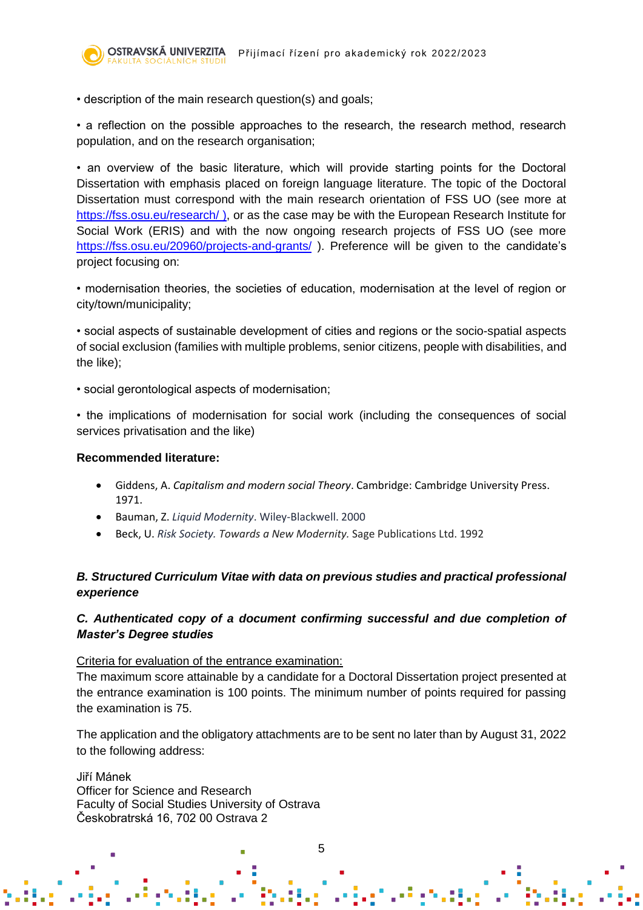• description of the main research question(s) and goals;

• a reflection on the possible approaches to the research, the research method, research population, and on the research organisation;

• an overview of the basic literature, which will provide starting points for the Doctoral Dissertation with emphasis placed on foreign language literature. The topic of the Doctoral Dissertation must correspond with the main research orientation of FSS UO (see more at [https://fss.osu.eu/research/ )](https://fss.osu.eu/research/), or as the case may be with the European Research Institute for Social Work (ERIS) and with the now ongoing research projects of FSS UO (see more [https://fss.osu.eu/20960/projects-and-grants/](https://fss.osu.eu/20960/projects-and-grants/) ). Preference will be given to the candidate's project focusing on:

• modernisation theories, the societies of education, modernisation at the level of region or city/town/municipality;

• social aspects of sustainable development of cities and regions or the socio-spatial aspects of social exclusion (families with multiple problems, senior citizens, people with disabilities, and the like);

• social gerontological aspects of modernisation;

• the implications of modernisation for social work (including the consequences of social services privatisation and the like)

**Recommended literature:**

- Giddens, A. *Capitalism and modern social Theory*. Cambridge: Cambridge University Press. 1971.
- Bauman, Z. *Liquid Modernity*. Wiley-Blackwell. 2000
- Beck, U. *Risk Society. Towards a New Modernity.* Sage Publications Ltd. 1992

***B. Structured Curriculum Vitae with data on previous studies and practical professional experience***

***C. Authenticated copy of a document confirming successful and due completion of Master's Degree studies***

Criteria for evaluation of the entrance examination:
The maximum score attainable by a candidate for a Doctoral Dissertation project presented at the entrance examination is 100 points. The minimum number of points required for passing the examination is 75.

The application and the obligatory attachments are to be sent no later than by August 31, 2022 to the following address:

Jiří Mánek
Officer for Science and Research
Faculty of Social Studies University of Ostrava
Českobratrská 16, 702 00 Ostrava 2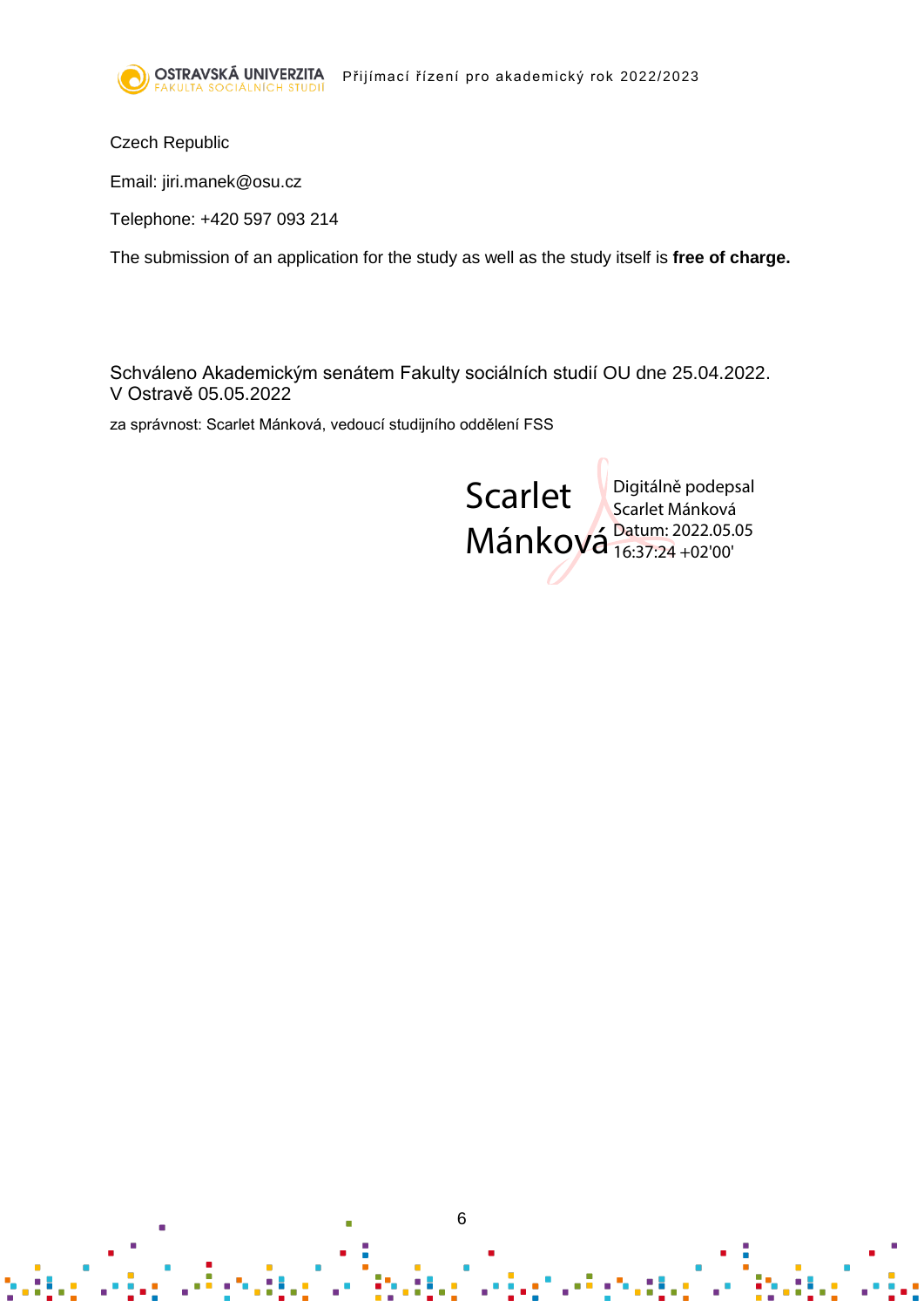Czech Republic

Email: jiri.manek@osu.cz

Telephone: +420 597 093 214

The submission of an application for the study as well as the study itself is **free of charge.**

Schváleno Akademickým senátem Fakulty sociálních studií OU dne 25.04.2022.
V Ostravě 05.05.2022

za správnost: Scarlet Mánková, vedoucí studijního oddělení FSS

Scarlet Mánková

Digitálně podepsal Scarlet Mánková
Datum: 2022.05.05 16:37:24 +02'00'